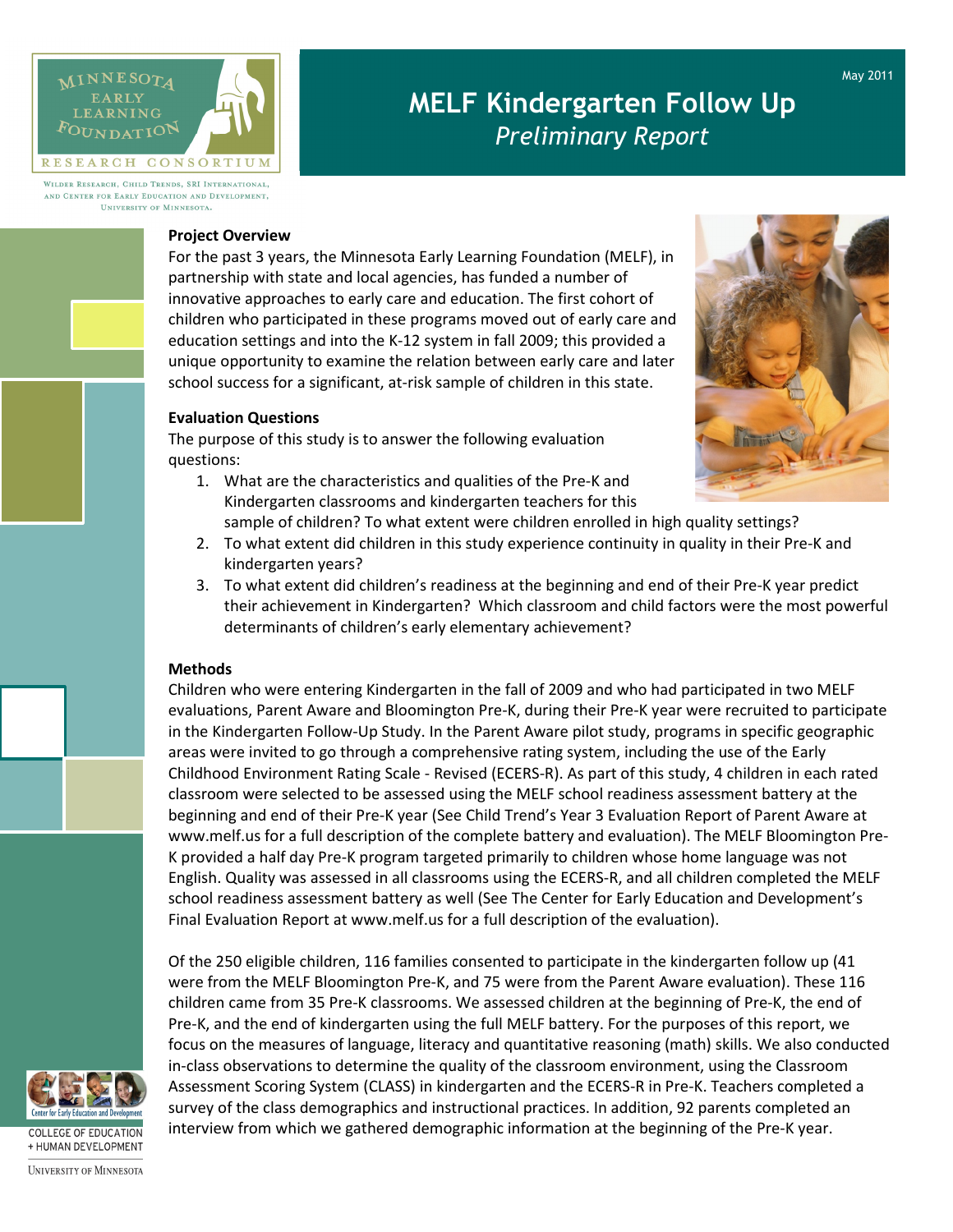May 2011

# MELF Kindergarten Follow Up

*Preliminary Report*

MINNESOTA EARLY LEARNING FOUNDATION RESEARCH CONSORTIUM

Wilder Research, Child Trends, SRI International, and Center for Early Education and Development, University of Minnesota.

## Project Overview

For the past 3 years, the Minnesota Early Learning Foundation (MELF), in partnership with state and local agencies, has funded a number of innovative approaches to early care and education. The first cohort of children who participated in these programs moved out of early care and education settings and into the K-12 system in fall 2009; this provided a unique opportunity to examine the relation between early care and later school success for a significant, at-risk sample of children in this state.

## Evaluation Questions

The purpose of this study is to answer the following evaluation questions:

1. What are the characteristics and qualities of the Pre-K and Kindergarten classrooms and kindergarten teachers for this sample of children? To what extent were children enrolled in high quality settings?
2. To what extent did children in this study experience continuity in quality in their Pre-K and kindergarten years?
3. To what extent did children's readiness at the beginning and end of their Pre-K year predict their achievement in Kindergarten? Which classroom and child factors were the most powerful determinants of children's early elementary achievement?

## Methods

Children who were entering Kindergarten in the fall of 2009 and who had participated in two MELF evaluations, Parent Aware and Bloomington Pre-K, during their Pre-K year were recruited to participate in the Kindergarten Follow-Up Study. In the Parent Aware pilot study, programs in specific geographic areas were invited to go through a comprehensive rating system, including the use of the Early Childhood Environment Rating Scale - Revised (ECERS-R). As part of this study, 4 children in each rated classroom were selected to be assessed using the MELF school readiness assessment battery at the beginning and end of their Pre-K year (See Child Trend's Year 3 Evaluation Report of Parent Aware at www.melf.us for a full description of the complete battery and evaluation). The MELF Bloomington Pre-K provided a half day Pre-K program targeted primarily to children whose home language was not English. Quality was assessed in all classrooms using the ECERS-R, and all children completed the MELF school readiness assessment battery as well (See The Center for Early Education and Development's Final Evaluation Report at www.melf.us for a full description of the evaluation).

Of the 250 eligible children, 116 families consented to participate in the kindergarten follow up (41 were from the MELF Bloomington Pre-K, and 75 were from the Parent Aware evaluation). These 116 children came from 35 Pre-K classrooms. We assessed children at the beginning of Pre-K, the end of Pre-K, and the end of kindergarten using the full MELF battery. For the purposes of this report, we focus on the measures of language, literacy and quantitative reasoning (math) skills. We also conducted in-class observations to determine the quality of the classroom environment, using the Classroom Assessment Scoring System (CLASS) in kindergarten and the ECERS-R in Pre-K. Teachers completed a survey of the class demographics and instructional practices. In addition, 92 parents completed an interview from which we gathered demographic information at the beginning of the Pre-K year.

Center for Early Education and Development

COLLEGE OF EDUCATION + HUMAN DEVELOPMENT

UNIVERSITY OF MINNESOTA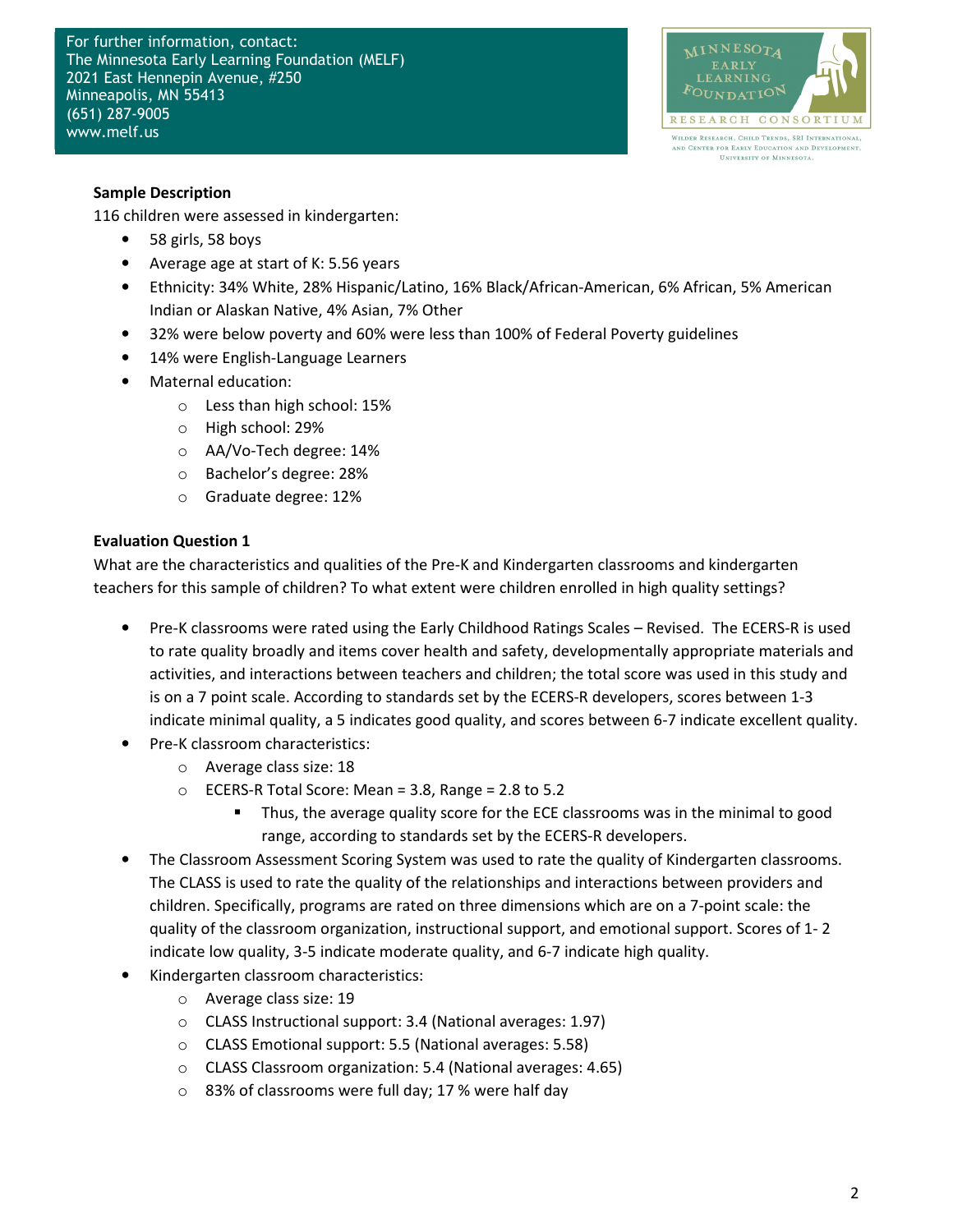For further information, contact:
The Minnesota Early Learning Foundation (MELF)
2021 East Hennepin Avenue, #250
Minneapolis, MN 55413
(651) 287-9005
www.melf.us

MINNESOTA EARLY LEARNING FOUNDATION RESEARCH CONSORTIUM

Wilder Research, Child Trends, SRI International, and Center for Early Education and Development, University of Minnesota.

**Sample Description**

116 children were assessed in kindergarten:

- 58 girls, 58 boys
- Average age at start of K: 5.56 years
- Ethnicity: 34% White, 28% Hispanic/Latino, 16% Black/African-American, 6% African, 5% American Indian or Alaskan Native, 4% Asian, 7% Other
- 32% were below poverty and 60% were less than 100% of Federal Poverty guidelines
- 14% were English-Language Learners
- Maternal education:
    - Less than high school: 15%
    - High school: 29%
    - AA/Vo-Tech degree: 14%
    - Bachelor's degree: 28%
    - Graduate degree: 12%

**Evaluation Question 1**

What are the characteristics and qualities of the Pre-K and Kindergarten classrooms and kindergarten teachers for this sample of children? To what extent were children enrolled in high quality settings?

- Pre-K classrooms were rated using the Early Childhood Ratings Scales – Revised. The ECERS-R is used to rate quality broadly and items cover health and safety, developmentally appropriate materials and activities, and interactions between teachers and children; the total score was used in this study and is on a 7 point scale. According to standards set by the ECERS-R developers, scores between 1-3 indicate minimal quality, a 5 indicates good quality, and scores between 6-7 indicate excellent quality.
- Pre-K classroom characteristics:
    - Average class size: 18
    - ECERS-R Total Score: Mean = 3.8, Range = 2.8 to 5.2
        - Thus, the average quality score for the ECE classrooms was in the minimal to good range, according to standards set by the ECERS-R developers.
- The Classroom Assessment Scoring System was used to rate the quality of Kindergarten classrooms. The CLASS is used to rate the quality of the relationships and interactions between providers and children. Specifically, programs are rated on three dimensions which are on a 7-point scale: the quality of the classroom organization, instructional support, and emotional support. Scores of 1- 2 indicate low quality, 3-5 indicate moderate quality, and 6-7 indicate high quality.
- Kindergarten classroom characteristics:
    - Average class size: 19
    - CLASS Instructional support: 3.4 (National averages: 1.97)
    - CLASS Emotional support: 5.5 (National averages: 5.58)
    - CLASS Classroom organization: 5.4 (National averages: 4.65)
    - 83% of classrooms were full day; 17 % were half day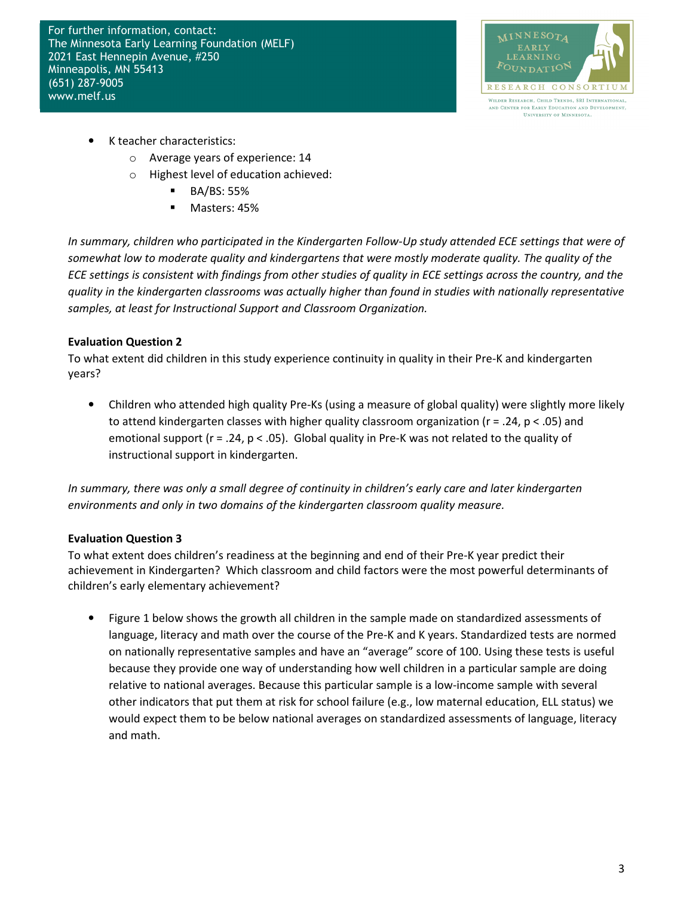- K teacher characteristics:
  - Average years of experience: 14
  - Highest level of education achieved:
    - BA/BS: 55%
    - Masters: 45%

*In summary, children who participated in the Kindergarten Follow-Up study attended ECE settings that were of somewhat low to moderate quality and kindergartens that were mostly moderate quality. The quality of the ECE settings is consistent with findings from other studies of quality in ECE settings across the country, and the quality in the kindergarten classrooms was actually higher than found in studies with nationally representative samples, at least for Instructional Support and Classroom Organization.*

**Evaluation Question 2**

To what extent did children in this study experience continuity in quality in their Pre-K and kindergarten years?

- Children who attended high quality Pre-Ks (using a measure of global quality) were slightly more likely to attend kindergarten classes with higher quality classroom organization ($r = .24$, $p < .05$) and emotional support ($r = .24$, $p < .05$). Global quality in Pre-K was not related to the quality of instructional support in kindergarten.

*In summary, there was only a small degree of continuity in children's early care and later kindergarten environments and only in two domains of the kindergarten classroom quality measure.*

**Evaluation Question 3**

To what extent does children's readiness at the beginning and end of their Pre-K year predict their achievement in Kindergarten? Which classroom and child factors were the most powerful determinants of children's early elementary achievement?

- Figure 1 below shows the growth all children in the sample made on standardized assessments of language, literacy and math over the course of the Pre-K and K years. Standardized tests are normed on nationally representative samples and have an "average" score of 100. Using these tests is useful because they provide one way of understanding how well children in a particular sample are doing relative to national averages. Because this particular sample is a low-income sample with several other indicators that put them at risk for school failure (e.g., low maternal education, ELL status) we would expect them to be below national averages on standardized assessments of language, literacy and math.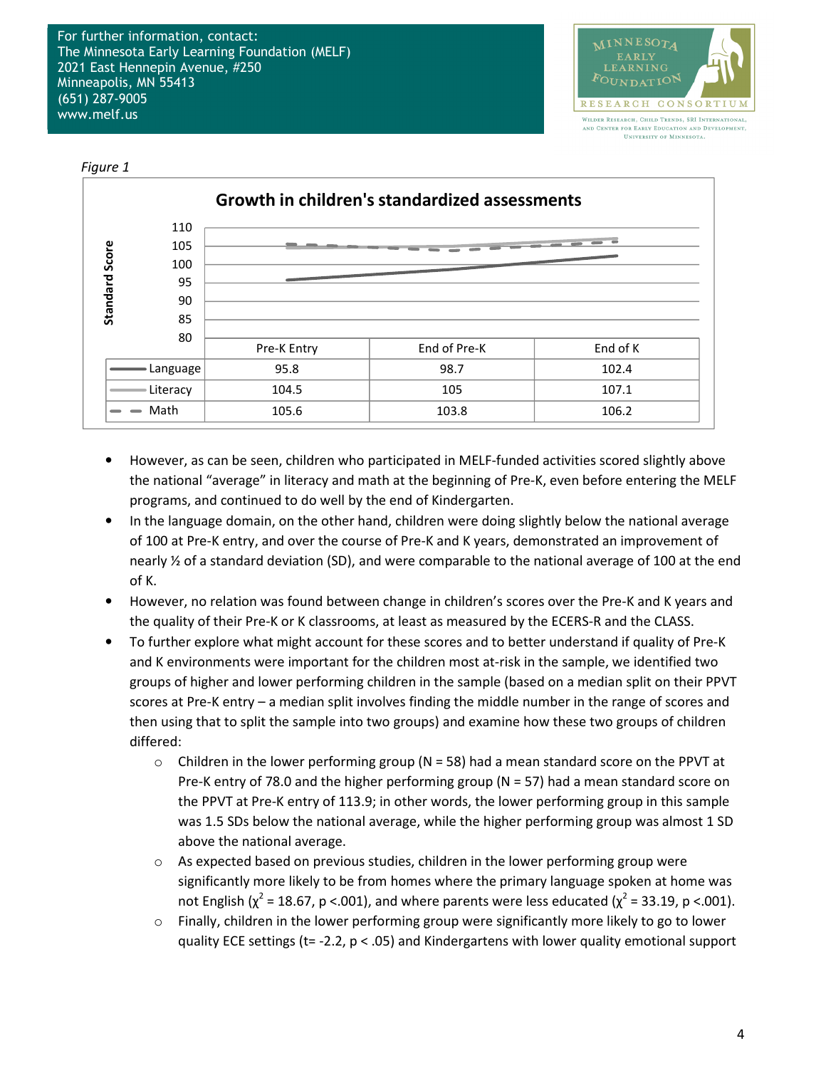For further information, contact:
The Minnesota Early Learning Foundation (MELF)
2021 East Hennepin Avenue, #250
Minneapolis, MN 55413
(651) 287-9005
www.melf.us

MINNESOTA EARLY LEARNING FOUNDATION RESEARCH CONSORTIUM
Wilder Research, Child Trends, SRI International, and Center for Early Education and Development, University of Minnesota.

*Figure 1*

**Growth in children's standardized assessments**

| | Pre-K Entry | End of Pre-K | End of K |
|---|---|---|---|
| Language | 95.8 | 98.7 | 102.4 |
| Literacy | 104.5 | 105 | 107.1 |
| Math | 105.6 | 103.8 | 106.2 |

- However, as can be seen, children who participated in MELF-funded activities scored slightly above the national "average" in literacy and math at the beginning of Pre-K, even before entering the MELF programs, and continued to do well by the end of Kindergarten.
- In the language domain, on the other hand, children were doing slightly below the national average of 100 at Pre-K entry, and over the course of Pre-K and K years, demonstrated an improvement of nearly ½ of a standard deviation (SD), and were comparable to the national average of 100 at the end of K.
- However, no relation was found between change in children's scores over the Pre-K and K years and the quality of their Pre-K or K classrooms, at least as measured by the ECERS-R and the CLASS.
- To further explore what might account for these scores and to better understand if quality of Pre-K and K environments were important for the children most at-risk in the sample, we identified two groups of higher and lower performing children in the sample (based on a median split on their PPVT scores at Pre-K entry – a median split involves finding the middle number in the range of scores and then using that to split the sample into two groups) and examine how these two groups of children differed:
    - Children in the lower performing group (N = 58) had a mean standard score on the PPVT at Pre-K entry of 78.0 and the higher performing group (N = 57) had a mean standard score on the PPVT at Pre-K entry of 113.9; in other words, the lower performing group in this sample was 1.5 SDs below the national average, while the higher performing group was almost 1 SD above the national average.
    - As expected based on previous studies, children in the lower performing group were significantly more likely to be from homes where the primary language spoken at home was not English ($\chi^2 = 18.67$, $p < .001$), and where parents were less educated ($\chi^2 = 33.19$, $p < .001$).
    - Finally, children in the lower performing group were significantly more likely to go to lower quality ECE settings ($t = -2.2$, $p < .05$) and Kindergartens with lower quality emotional support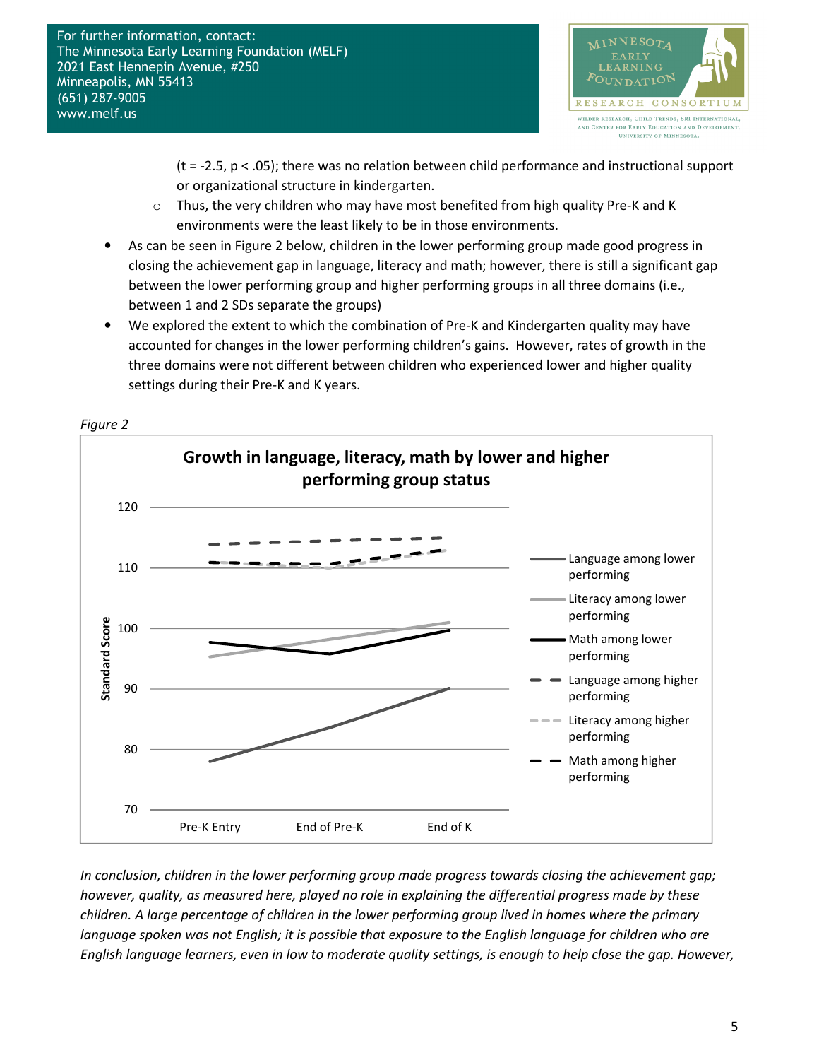(t = -2.5, $p < .05$); there was no relation between child performance and instructional support or organizational structure in kindergarten.
   - Thus, the very children who may have most benefited from high quality Pre-K and K environments were the least likely to be in those environments.
- As can be seen in Figure 2 below, children in the lower performing group made good progress in closing the achievement gap in language, literacy and math; however, there is still a significant gap between the lower performing group and higher performing groups in all three domains (i.e., between 1 and 2 SDs separate the groups)
- We explored the extent to which the combination of Pre-K and Kindergarten quality may have accounted for changes in the lower performing children's gains. However, rates of growth in the three domains were not different between children who experienced lower and higher quality settings during their Pre-K and K years.

*Figure 2*

**Growth in language, literacy, math by lower and higher performing group status**

*In conclusion, children in the lower performing group made progress towards closing the achievement gap; however, quality, as measured here, played no role in explaining the differential progress made by these children. A large percentage of children in the lower performing group lived in homes where the primary language spoken was not English; it is possible that exposure to the English language for children who are English language learners, even in low to moderate quality settings, is enough to help close the gap. However,*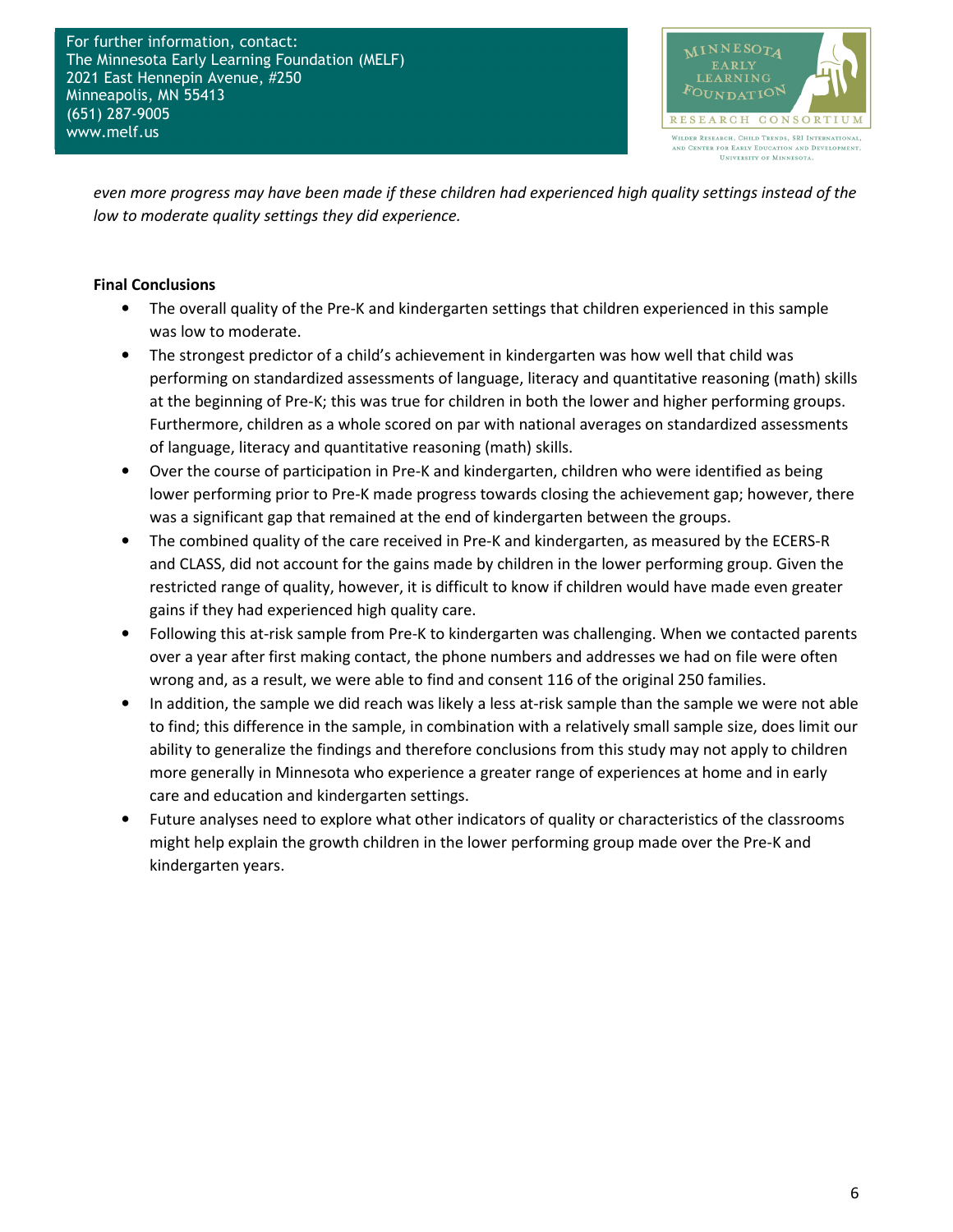For further information, contact:
The Minnesota Early Learning Foundation (MELF)
2021 East Hennepin Avenue, #250
Minneapolis, MN 55413
(651) 287-9005
www.melf.us

MINNESOTA EARLY LEARNING FOUNDATION
RESEARCH CONSORTIUM
Wilder Research, Child Trends, SRI International, and Center for Early Education and Development, University of Minnesota.

*even more progress may have been made if these children had experienced high quality settings instead of the low to moderate quality settings they did experience.*

**Final Conclusions**

- The overall quality of the Pre-K and kindergarten settings that children experienced in this sample was low to moderate.
- The strongest predictor of a child's achievement in kindergarten was how well that child was performing on standardized assessments of language, literacy and quantitative reasoning (math) skills at the beginning of Pre-K; this was true for children in both the lower and higher performing groups. Furthermore, children as a whole scored on par with national averages on standardized assessments of language, literacy and quantitative reasoning (math) skills.
- Over the course of participation in Pre-K and kindergarten, children who were identified as being lower performing prior to Pre-K made progress towards closing the achievement gap; however, there was a significant gap that remained at the end of kindergarten between the groups.
- The combined quality of the care received in Pre-K and kindergarten, as measured by the ECERS-R and CLASS, did not account for the gains made by children in the lower performing group. Given the restricted range of quality, however, it is difficult to know if children would have made even greater gains if they had experienced high quality care.
- Following this at-risk sample from Pre-K to kindergarten was challenging. When we contacted parents over a year after first making contact, the phone numbers and addresses we had on file were often wrong and, as a result, we were able to find and consent 116 of the original 250 families.
- In addition, the sample we did reach was likely a less at-risk sample than the sample we were not able to find; this difference in the sample, in combination with a relatively small sample size, does limit our ability to generalize the findings and therefore conclusions from this study may not apply to children more generally in Minnesota who experience a greater range of experiences at home and in early care and education and kindergarten settings.
- Future analyses need to explore what other indicators of quality or characteristics of the classrooms might help explain the growth children in the lower performing group made over the Pre-K and kindergarten years.